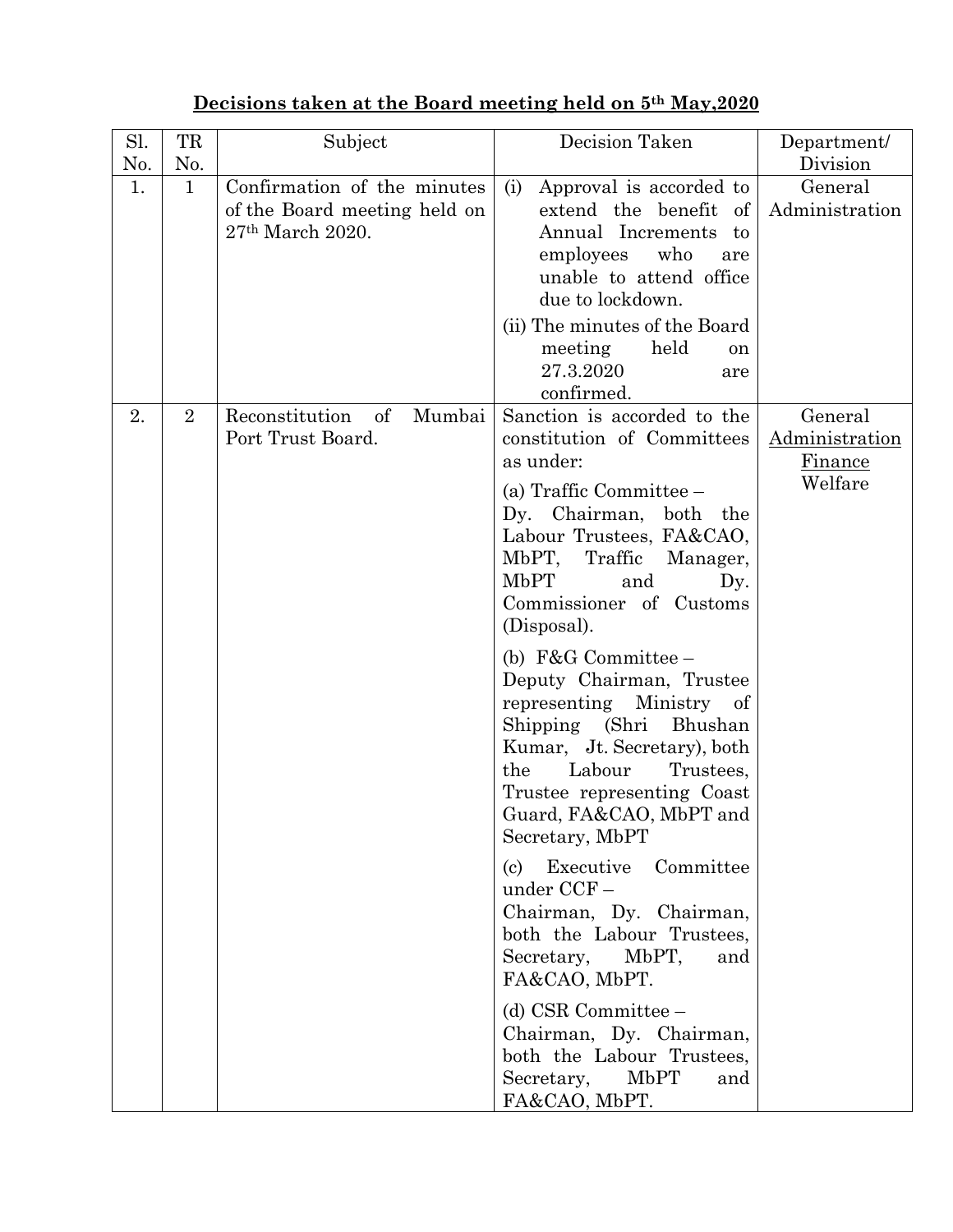**Decisions taken at the Board meeting held on 5th May,2020**

| Sl. No. | TR No. | Subject | Decision Taken | Department/ Division |
|---|---|---|---|---|
| 1. | 1 | Confirmation of the minutes of the Board meeting held on 27th March 2020. | (i) Approval is accorded to extend the benefit of Annual Increments to employees who are unable to attend office due to lockdown.<br>(ii) The minutes of the Board meeting held on 27.3.2020 are confirmed. | General Administration |
| 2. | 2 | Reconstitution of Mumbai Port Trust Board. | Sanction is accorded to the constitution of Committees as under:<br>(a) Traffic Committee – Dy. Chairman, both the Labour Trustees, FA&CAO, MbPT, Traffic Manager, MbPT and Dy. Commissioner of Customs (Disposal).<br>(b) F&G Committee – Deputy Chairman, Trustee representing Ministry of Shipping (Shri Bhushan Kumar, Jt. Secretary), both the Labour Trustees, Trustee representing Coast Guard, FA&CAO, MbPT and Secretary, MbPT<br>(c) Executive Committee under CCF – Chairman, Dy. Chairman, both the Labour Trustees, Secretary, MbPT, and FA&CAO, MbPT.<br>(d) CSR Committee – Chairman, Dy. Chairman, both the Labour Trustees, Secretary, MbPT and FA&CAO, MbPT. | General Administration<br>Finance<br>Welfare |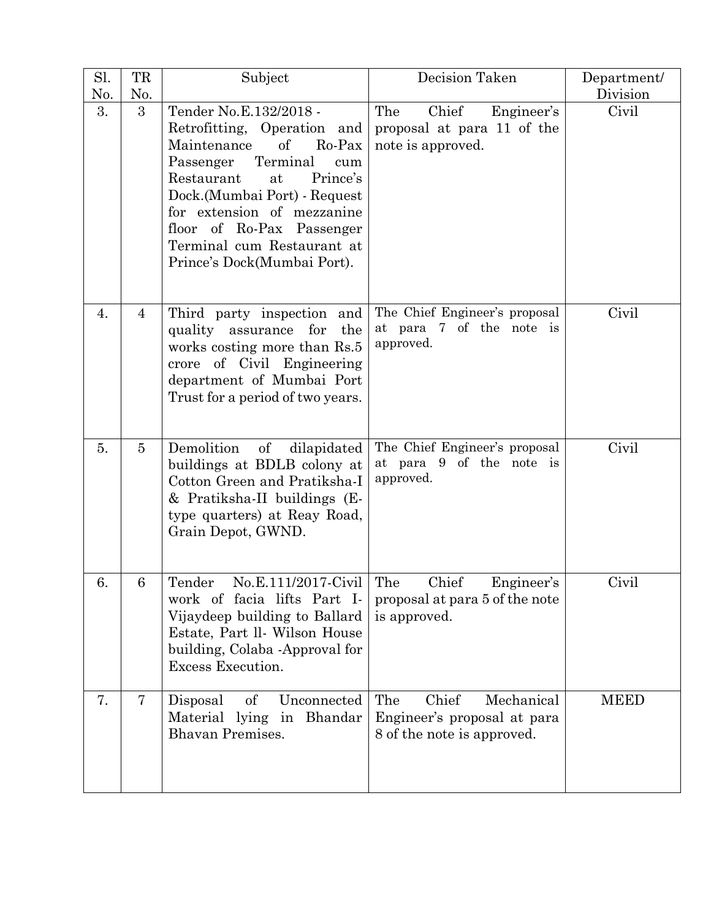| Sl. No. | TR No. | Subject | Decision Taken | Department/ Division |
|---|---|---|---|---|
| 3. | 3 | Tender No.E.132/2018 - Retrofitting, Operation and Maintenance of Ro-Pax Passenger Terminal cum Restaurant at Prince's Dock.(Mumbai Port) - Request for extension of mezzanine floor of Ro-Pax Passenger Terminal cum Restaurant at Prince's Dock(Mumbai Port). | The Chief Engineer's proposal at para 11 of the note is approved. | Civil |
| 4. | 4 | Third party inspection and quality assurance for the works costing more than Rs.5 crore of Civil Engineering department of Mumbai Port Trust for a period of two years. | The Chief Engineer's proposal at para 7 of the note is approved. | Civil |
| 5. | 5 | Demolition of dilapidated buildings at BDLB colony at Cotton Green and Pratiksha-I & Pratiksha-II buildings (E-type quarters) at Reay Road, Grain Depot, GWND. | The Chief Engineer's proposal at para 9 of the note is approved. | Civil |
| 6. | 6 | Tender No.E.111/2017-Civil work of facia lifts Part I-Vijaydeep building to Ballard Estate, Part ll- Wilson House building, Colaba -Approval for Excess Execution. | The Chief Engineer's proposal at para 5 of the note is approved. | Civil |
| 7. | 7 | Disposal of Unconnected Material lying in Bhandar Bhavan Premises. | The Chief Mechanical Engineer's proposal at para 8 of the note is approved. | MEED |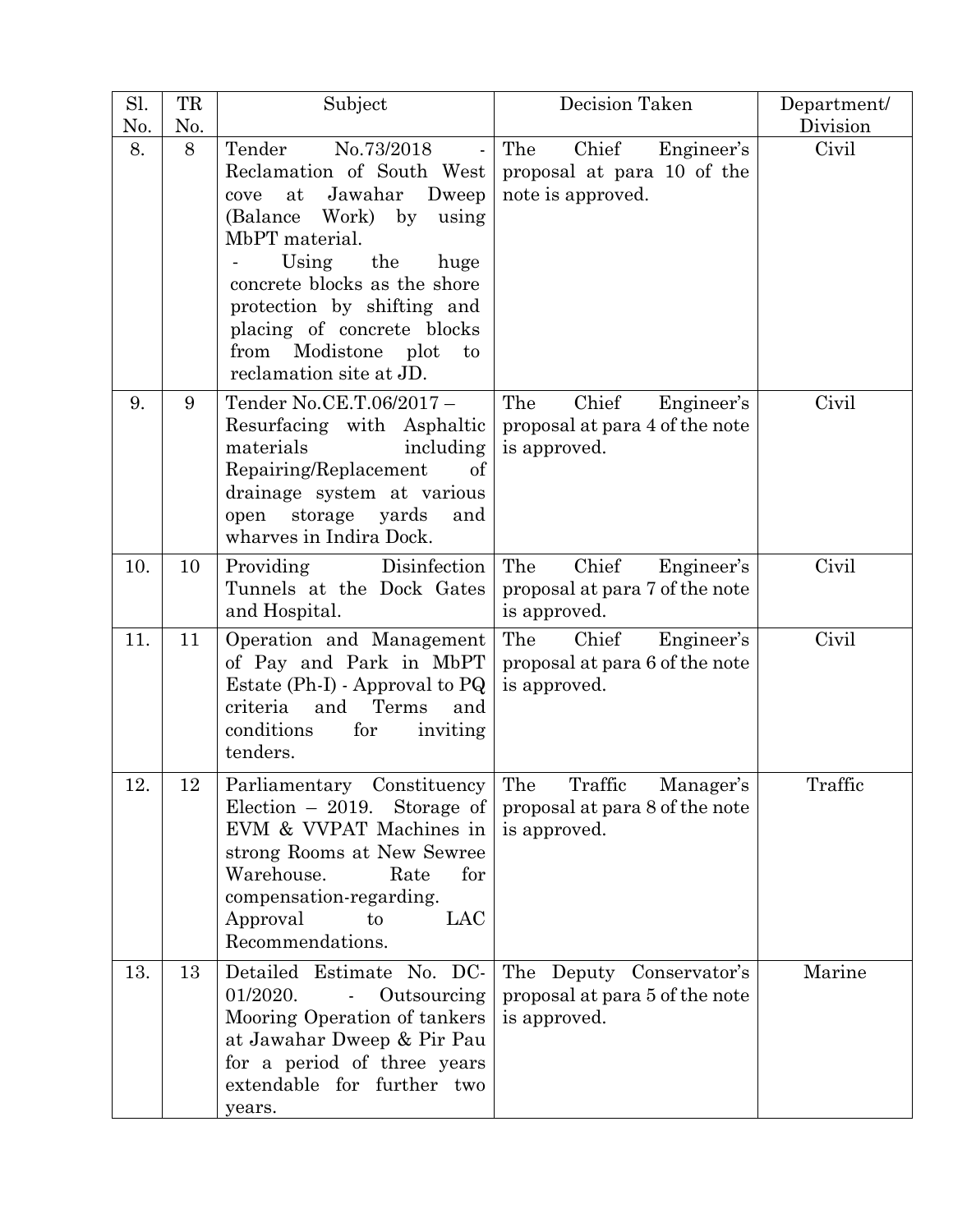| Sl. No. | TR No. | Subject | Decision Taken | Department/ Division |
|---|---|---|---|---|
| 8. | 8 | Tender No.73/2018 - Reclamation of South West cove at Jawahar Dweep (Balance Work) by using MbPT material. - Using the huge concrete blocks as the shore protection by shifting and placing of concrete blocks from Modistone plot to reclamation site at JD. | The Chief Engineer's proposal at para 10 of the note is approved. | Civil |
| 9. | 9 | Tender No.CE.T.06/2017 – Resurfacing with Asphaltic materials including Repairing/Replacement of drainage system at various open storage yards and wharves in Indira Dock. | The Chief Engineer's proposal at para 4 of the note is approved. | Civil |
| 10. | 10 | Providing Disinfection Tunnels at the Dock Gates and Hospital. | The Chief Engineer's proposal at para 7 of the note is approved. | Civil |
| 11. | 11 | Operation and Management of Pay and Park in MbPT Estate (Ph-I) - Approval to PQ criteria and Terms and conditions for inviting tenders. | The Chief Engineer's proposal at para 6 of the note is approved. | Civil |
| 12. | 12 | Parliamentary Constituency Election – 2019. Storage of EVM & VVPAT Machines in strong Rooms at New Sewree Warehouse. Rate for compensation-regarding. Approval to LAC Recommendations. | The Traffic Manager's proposal at para 8 of the note is approved. | Traffic |
| 13. | 13 | Detailed Estimate No. DC-01/2020. - Outsourcing Mooring Operation of tankers at Jawahar Dweep & Pir Pau for a period of three years extendable for further two years. | The Deputy Conservator's proposal at para 5 of the note is approved. | Marine |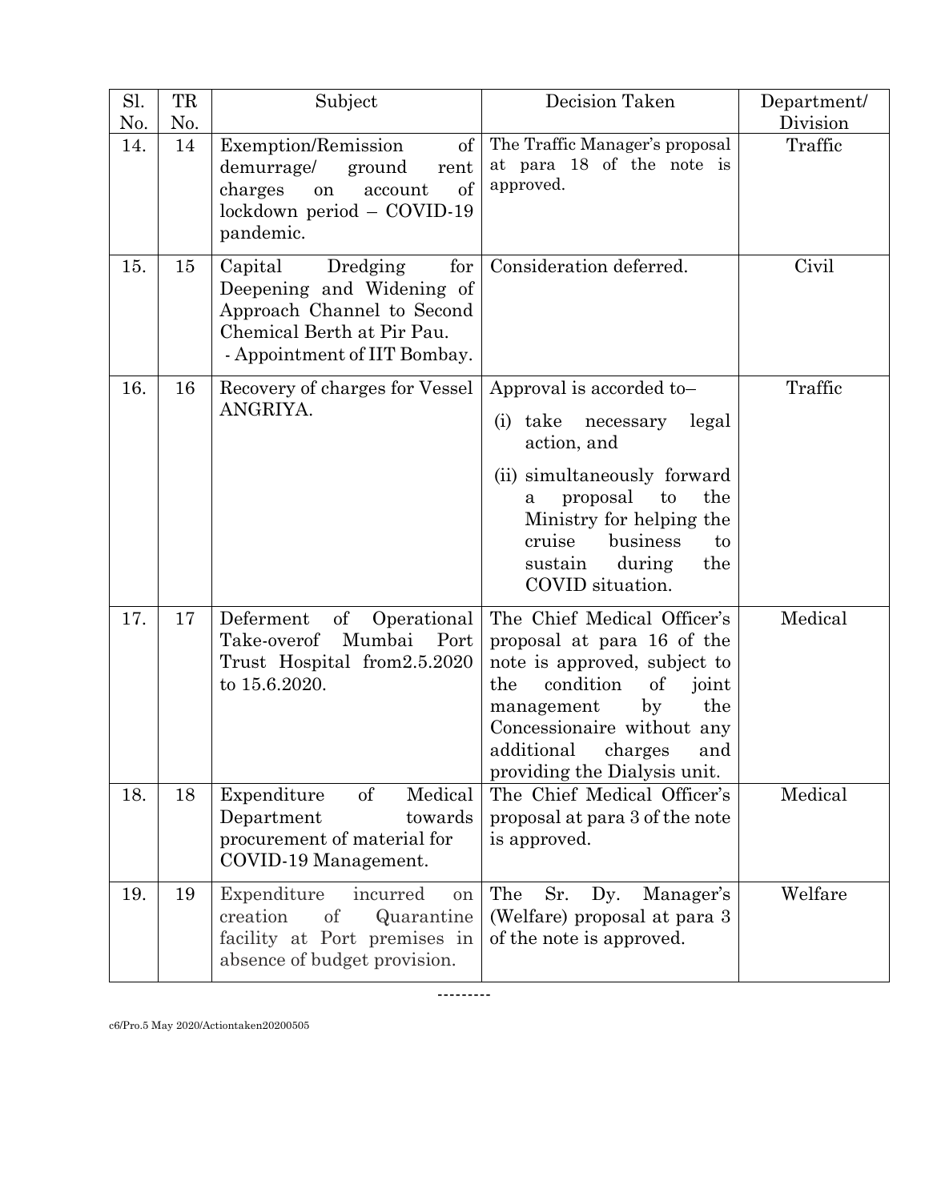| Sl. No. | TR No. | Subject | Decision Taken | Department/ Division |
|---|---|---|---|---|
| 14. | 14 | Exemption/Remission of demurrage/ ground rent charges on account of lockdown period – COVID-19 pandemic. | The Traffic Manager's proposal at para 18 of the note is approved. | Traffic |
| 15. | 15 | Capital Dredging for Deepening and Widening of Approach Channel to Second Chemical Berth at Pir Pau. - Appointment of IIT Bombay. | Consideration deferred. | Civil |
| 16. | 16 | Recovery of charges for Vessel ANGRIYA. | Approval is accorded to– (i) take necessary legal action, and (ii) simultaneously forward a proposal to the Ministry for helping the cruise business to sustain during the COVID situation. | Traffic |
| 17. | 17 | Deferment of Operational Take-overof Mumbai Port Trust Hospital from2.5.2020 to 15.6.2020. | The Chief Medical Officer's proposal at para 16 of the note is approved, subject to the condition of joint management by the Concessionaire without any additional charges and providing the Dialysis unit. | Medical |
| 18. | 18 | Expenditure of Medical Department towards procurement of material for COVID-19 Management. | The Chief Medical Officer's proposal at para 3 of the note is approved. | Medical |
| 19. | 19 | Expenditure incurred on creation of Quarantine facility at Port premises in absence of budget provision. | The Sr. Dy. Manager's (Welfare) proposal at para 3 of the note is approved. | Welfare |

---------

c6/Pro.5 May 2020/Actiontaken20200505